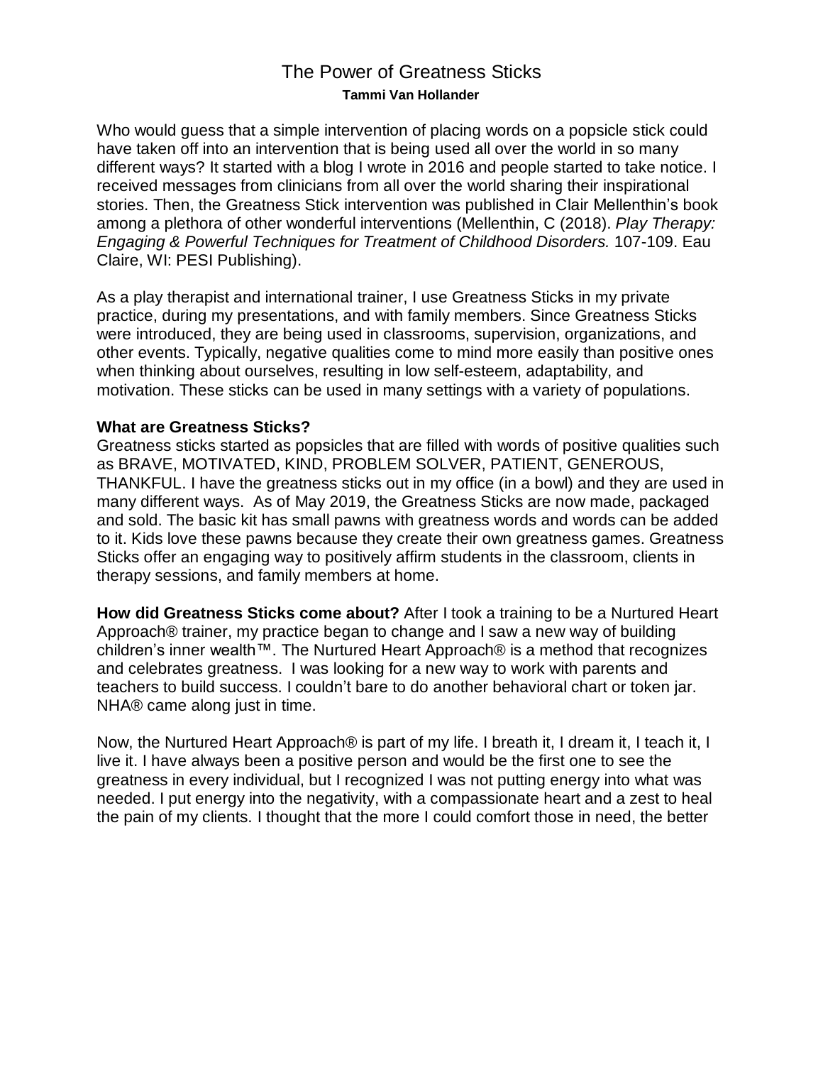# The Power of Greatness Sticks

**Tammi Van Hollander**

Who would guess that a simple intervention of placing words on a popsicle stick could have taken off into an intervention that is being used all over the world in so many different ways? It started with a blog I wrote in 2016 and people started to take notice. I received messages from clinicians from all over the world sharing their inspirational stories. Then, the Greatness Stick intervention was published in Clair Mellenthin's book among a plethora of other wonderful interventions (Mellenthin, C (2018). *Play Therapy: Engaging & Powerful Techniques for Treatment of Childhood Disorders.* 107-109. Eau Claire, WI: PESI Publishing).

As a play therapist and international trainer, I use Greatness Sticks in my private practice, during my presentations, and with family members. Since Greatness Sticks were introduced, they are being used in classrooms, supervision, organizations, and other events. Typically, negative qualities come to mind more easily than positive ones when thinking about ourselves, resulting in low self-esteem, adaptability, and motivation. These sticks can be used in many settings with a variety of populations.

**What are Greatness Sticks?**

Greatness sticks started as popsicles that are filled with words of positive qualities such as BRAVE, MOTIVATED, KIND, PROBLEM SOLVER, PATIENT, GENEROUS, THANKFUL. I have the greatness sticks out in my office (in a bowl) and they are used in many different ways. As of May 2019, the Greatness Sticks are now made, packaged and sold. The basic kit has small pawns with greatness words and words can be added to it. Kids love these pawns because they create their own greatness games. Greatness Sticks offer an engaging way to positively affirm students in the classroom, clients in therapy sessions, and family members at home.

**How did Greatness Sticks come about?** After I took a training to be a Nurtured Heart Approach® trainer, my practice began to change and I saw a new way of building children's inner wealth™. The Nurtured Heart Approach® is a method that recognizes and celebrates greatness. I was looking for a new way to work with parents and teachers to build success. I couldn't bare to do another behavioral chart or token jar. NHA® came along just in time.

Now, the Nurtured Heart Approach® is part of my life. I breath it, I dream it, I teach it, I live it. I have always been a positive person and would be the first one to see the greatness in every individual, but I recognized I was not putting energy into what was needed. I put energy into the negativity, with a compassionate heart and a zest to heal the pain of my clients. I thought that the more I could comfort those in need, the better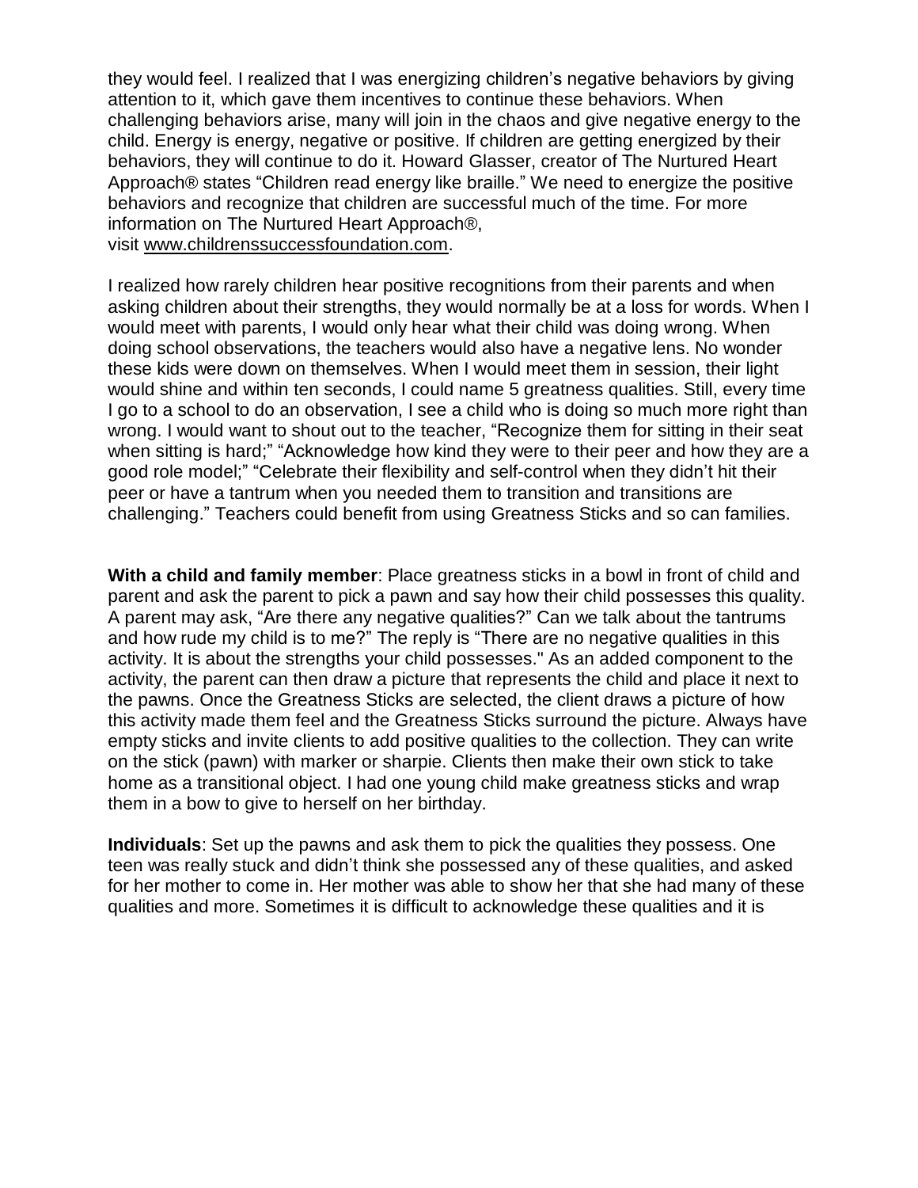they would feel. I realized that I was energizing children's negative behaviors by giving attention to it, which gave them incentives to continue these behaviors. When challenging behaviors arise, many will join in the chaos and give negative energy to the child. Energy is energy, negative or positive. If children are getting energized by their behaviors, they will continue to do it. Howard Glasser, creator of The Nurtured Heart Approach® states "Children read energy like braille." We need to energize the positive behaviors and recognize that children are successful much of the time. For more information on The Nurtured Heart Approach®, visit [www.childrenssuccessfoundation.com](http://www.childrenssuccessfoundation.com).

I realized how rarely children hear positive recognitions from their parents and when asking children about their strengths, they would normally be at a loss for words. When I would meet with parents, I would only hear what their child was doing wrong. When doing school observations, the teachers would also have a negative lens. No wonder these kids were down on themselves. When I would meet them in session, their light would shine and within ten seconds, I could name 5 greatness qualities. Still, every time I go to a school to do an observation, I see a child who is doing so much more right than wrong. I would want to shout out to the teacher, "Recognize them for sitting in their seat when sitting is hard;" "Acknowledge how kind they were to their peer and how they are a good role model;" "Celebrate their flexibility and self-control when they didn't hit their peer or have a tantrum when you needed them to transition and transitions are challenging." Teachers could benefit from using Greatness Sticks and so can families.

**With a child and family member**: Place greatness sticks in a bowl in front of child and parent and ask the parent to pick a pawn and say how their child possesses this quality. A parent may ask, "Are there any negative qualities?" Can we talk about the tantrums and how rude my child is to me?" The reply is "There are no negative qualities in this activity. It is about the strengths your child possesses." As an added component to the activity, the parent can then draw a picture that represents the child and place it next to the pawns. Once the Greatness Sticks are selected, the client draws a picture of how this activity made them feel and the Greatness Sticks surround the picture. Always have empty sticks and invite clients to add positive qualities to the collection. They can write on the stick (pawn) with marker or sharpie. Clients then make their own stick to take home as a transitional object. I had one young child make greatness sticks and wrap them in a bow to give to herself on her birthday.

**Individuals**: Set up the pawns and ask them to pick the qualities they possess. One teen was really stuck and didn't think she possessed any of these qualities, and asked for her mother to come in. Her mother was able to show her that she had many of these qualities and more. Sometimes it is difficult to acknowledge these qualities and it is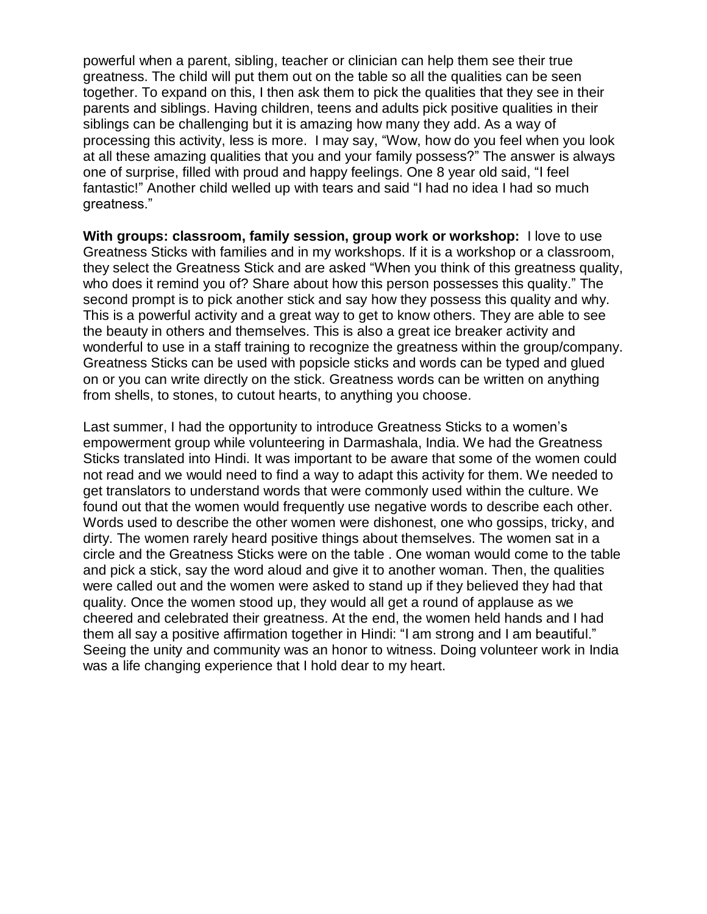powerful when a parent, sibling, teacher or clinician can help them see their true greatness. The child will put them out on the table so all the qualities can be seen together. To expand on this, I then ask them to pick the qualities that they see in their parents and siblings. Having children, teens and adults pick positive qualities in their siblings can be challenging but it is amazing how many they add. As a way of processing this activity, less is more. I may say, "Wow, how do you feel when you look at all these amazing qualities that you and your family possess?" The answer is always one of surprise, filled with proud and happy feelings. One 8 year old said, "I feel fantastic!" Another child welled up with tears and said "I had no idea I had so much greatness."

**With groups: classroom, family session, group work or workshop:** I love to use Greatness Sticks with families and in my workshops. If it is a workshop or a classroom, they select the Greatness Stick and are asked "When you think of this greatness quality, who does it remind you of? Share about how this person possesses this quality." The second prompt is to pick another stick and say how they possess this quality and why. This is a powerful activity and a great way to get to know others. They are able to see the beauty in others and themselves. This is also a great ice breaker activity and wonderful to use in a staff training to recognize the greatness within the group/company. Greatness Sticks can be used with popsicle sticks and words can be typed and glued on or you can write directly on the stick. Greatness words can be written on anything from shells, to stones, to cutout hearts, to anything you choose.

Last summer, I had the opportunity to introduce Greatness Sticks to a women's empowerment group while volunteering in Darmashala, India. We had the Greatness Sticks translated into Hindi. It was important to be aware that some of the women could not read and we would need to find a way to adapt this activity for them. We needed to get translators to understand words that were commonly used within the culture. We found out that the women would frequently use negative words to describe each other. Words used to describe the other women were dishonest, one who gossips, tricky, and dirty. The women rarely heard positive things about themselves. The women sat in a circle and the Greatness Sticks were on the table . One woman would come to the table and pick a stick, say the word aloud and give it to another woman. Then, the qualities were called out and the women were asked to stand up if they believed they had that quality. Once the women stood up, they would all get a round of applause as we cheered and celebrated their greatness. At the end, the women held hands and I had them all say a positive affirmation together in Hindi: "I am strong and I am beautiful." Seeing the unity and community was an honor to witness. Doing volunteer work in India was a life changing experience that I hold dear to my heart.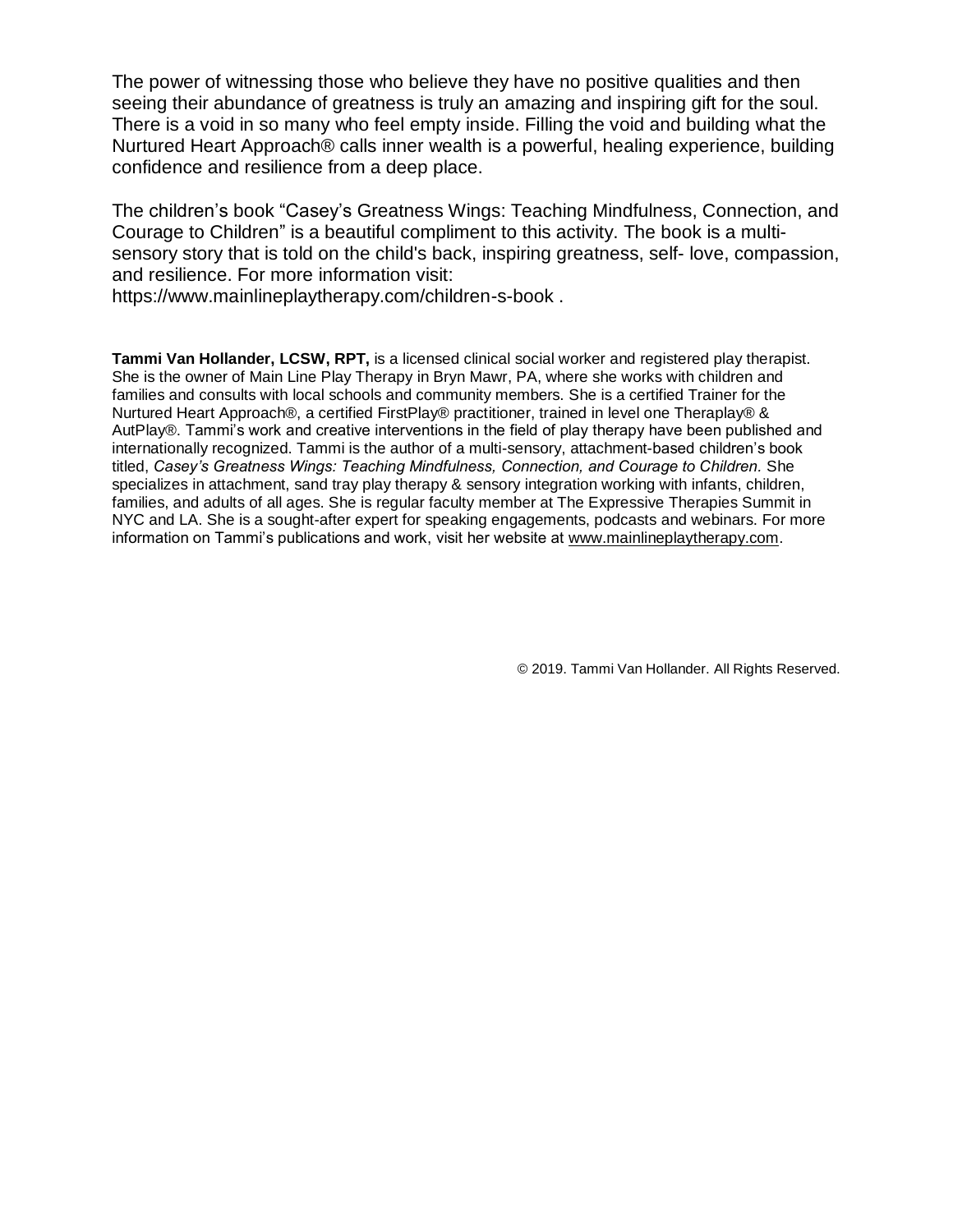The power of witnessing those who believe they have no positive qualities and then seeing their abundance of greatness is truly an amazing and inspiring gift for the soul. There is a void in so many who feel empty inside. Filling the void and building what the Nurtured Heart Approach® calls inner wealth is a powerful, healing experience, building confidence and resilience from a deep place.

The children's book "Casey's Greatness Wings: Teaching Mindfulness, Connection, and Courage to Children" is a beautiful compliment to this activity. The book is a multi-sensory story that is told on the child's back, inspiring greatness, self- love, compassion, and resilience. For more information visit: https://www.mainlineplaytherapy.com/children-s-book .

**Tammi Van Hollander, LCSW, RPT,** is a licensed clinical social worker and registered play therapist. She is the owner of Main Line Play Therapy in Bryn Mawr, PA, where she works with children and families and consults with local schools and community members. She is a certified Trainer for the Nurtured Heart Approach®, a certified FirstPlay® practitioner, trained in level one Theraplay® & AutPlay®. Tammi's work and creative interventions in the field of play therapy have been published and internationally recognized. Tammi is the author of a multi-sensory, attachment-based children's book titled, *Casey's Greatness Wings: Teaching Mindfulness, Connection, and Courage to Children.* She specializes in attachment, sand tray play therapy & sensory integration working with infants, children, families, and adults of all ages. She is regular faculty member at The Expressive Therapies Summit in NYC and LA. She is a sought-after expert for speaking engagements, podcasts and webinars. For more information on Tammi's publications and work, visit her website at www.mainlineplaytherapy.com.

© 2019. Tammi Van Hollander. All Rights Reserved.